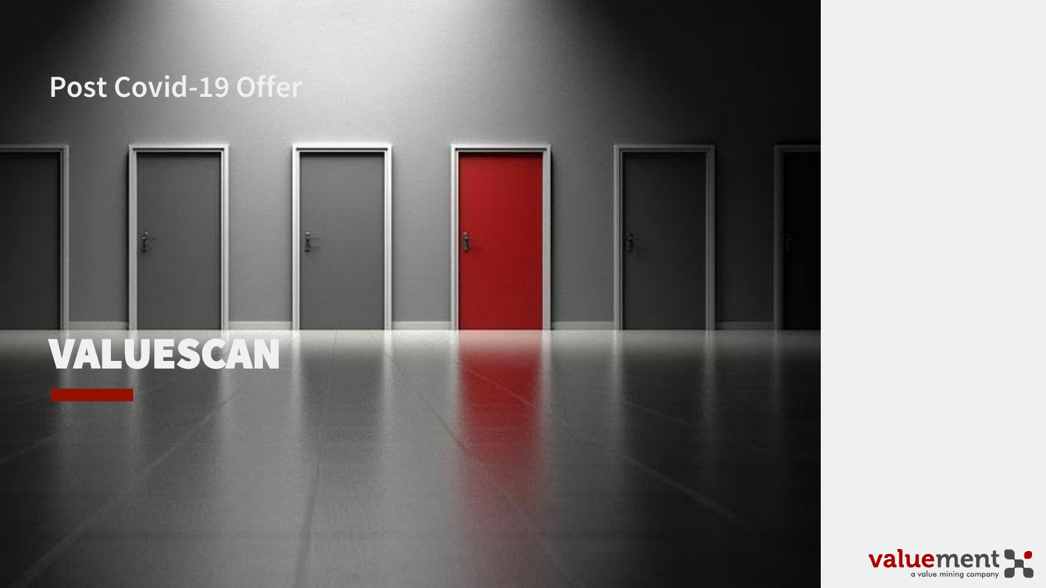Post Covid-19 Offer

# VALUESCAN

valuement
a value mining company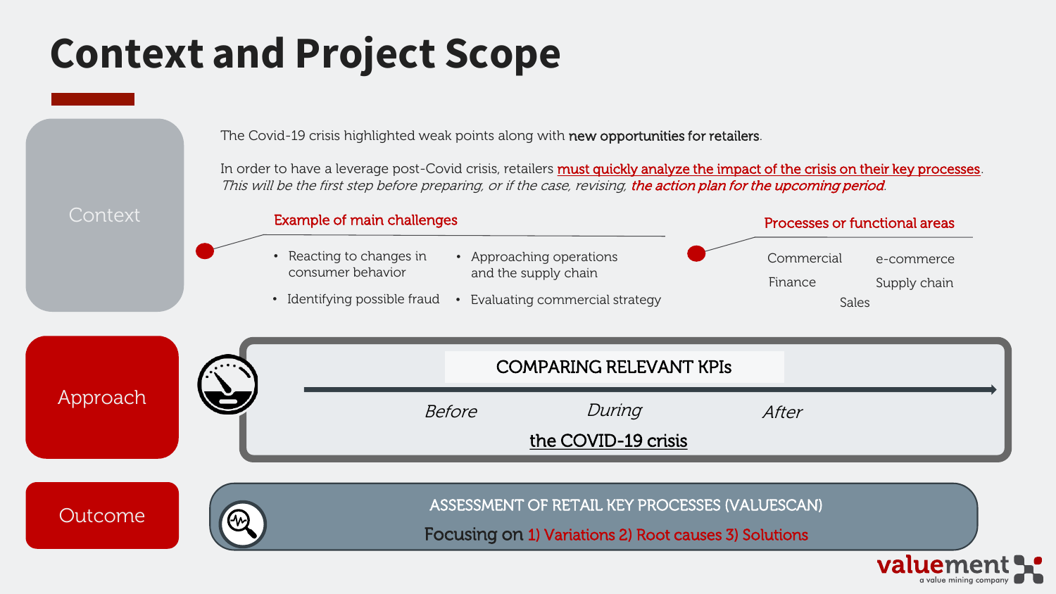# Context and Project Scope

## Context

The Covid-19 crisis highlighted weak points along with **new opportunities for retailers**.

In order to have a leverage post-Covid crisis, retailers must quickly analyze the impact of the crisis on their key processes.
*This will be the first step before preparing, or if the case, revising, the action plan for the upcoming period.*

**Example of main challenges**

- Reacting to changes in consumer behavior
- Identifying possible fraud
- Approaching operations and the supply chain
- Evaluating commercial strategy

**Processes or functional areas**

- Commercial
- e-commerce
- Finance
- Supply chain
- Sales

## Approach

COMPARING RELEVANT KPIs

*Before* — *During* — *After*

the COVID-19 crisis

## Outcome

ASSESSMENT OF RETAIL KEY PROCESSES (VALUESCAN)

Focusing on 1) Variations 2) Root causes 3) Solutions

valuement — a value mining company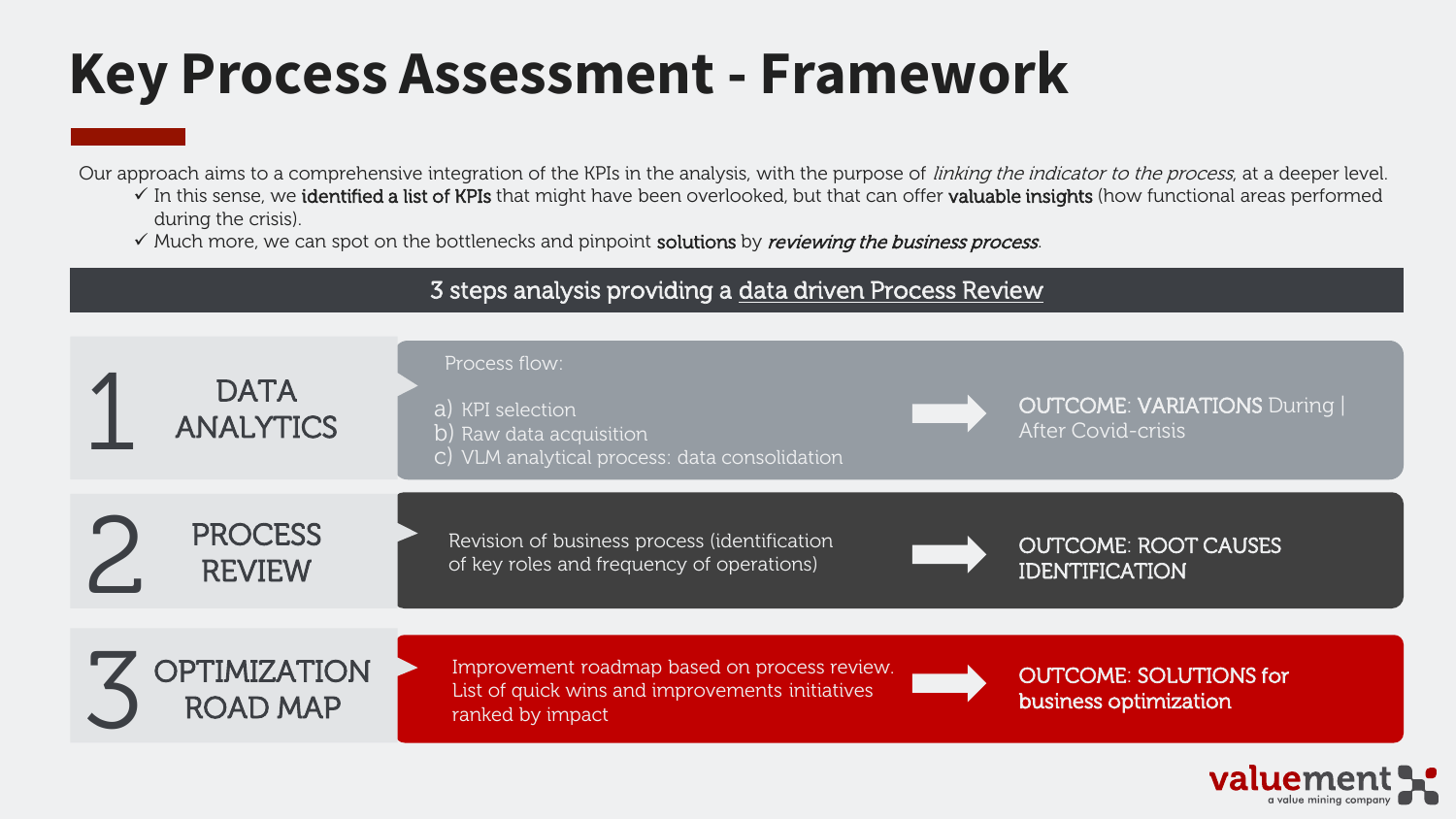# Key Process Assessment - Framework

Our approach aims to a comprehensive integration of the KPIs in the analysis, with the purpose of *linking the indicator to the process*, at a deeper level.

- ✓ In this sense, we **identified a list of KPIs** that might have been overlooked, but that can offer **valuable insights** (how functional areas performed during the crisis).
- ✓ Much more, we can spot on the bottlenecks and pinpoint **solutions** by ***reviewing the business process***.

## 3 steps analysis providing a data driven Process Review

| Step | Description | Outcome |
| --- | --- | --- |
| 1 DATA ANALYTICS | Process flow:<br>a) KPI selection<br>b) Raw data acquisition<br>c) VLM analytical process: data consolidation | OUTCOME: VARIATIONS During \| After Covid-crisis |
| 2 PROCESS REVIEW | Revision of business process (identification of key roles and frequency of operations) | OUTCOME: ROOT CAUSES IDENTIFICATION |
| 3 OPTIMIZATION ROAD MAP | Improvement roadmap based on process review. List of quick wins and improvements initiatives ranked by impact | OUTCOME: SOLUTIONS for business optimization |

valuement – a value mining company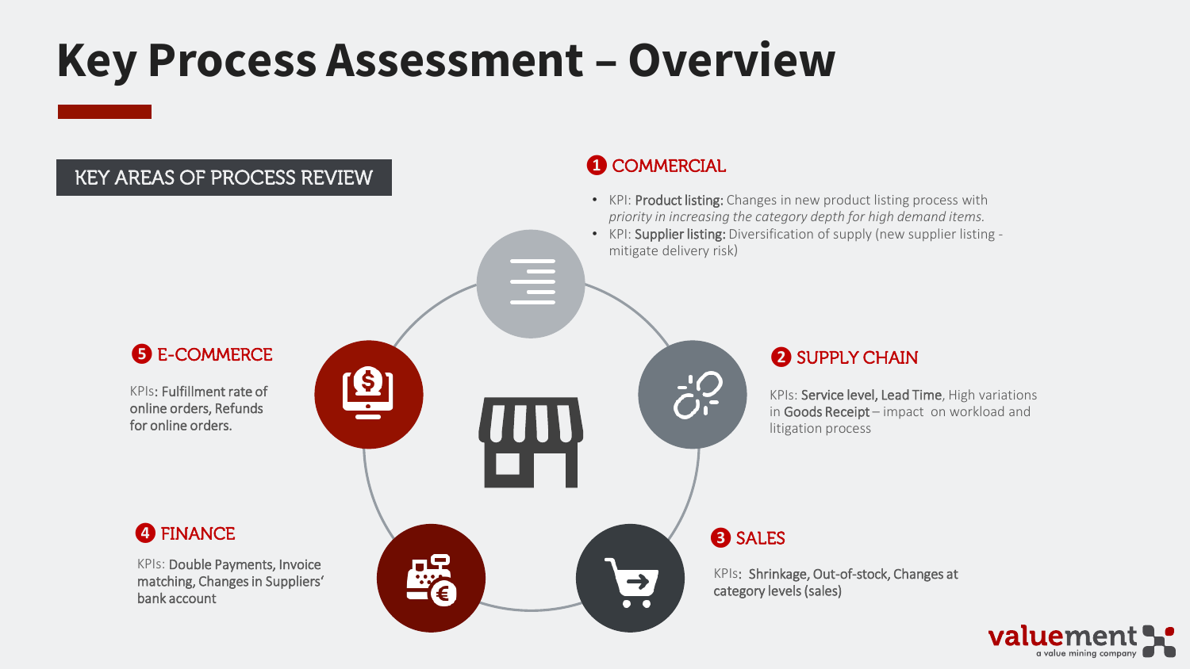# Key Process Assessment – Overview

## KEY AREAS OF PROCESS REVIEW

### 1 COMMERCIAL

- KPI: **Product listing:** Changes in new product listing process with *priority in increasing the category depth for high demand items.*
- KPI: **Supplier listing:** Diversification of supply (new supplier listing - mitigate delivery risk)

### 2 SUPPLY CHAIN

KPIs: **Service level, Lead Time**, High variations in **Goods Receipt** – impact on workload and litigation process

### 3 SALES

KPIs: **Shrinkage, Out-of-stock, Changes at category levels (sales)**

### 4 FINANCE

KPIs: **Double Payments, Invoice matching, Changes in Suppliers' bank account**

### 5 E-COMMERCE

KPIs: **Fulfillment rate of online orders, Refunds for online orders.**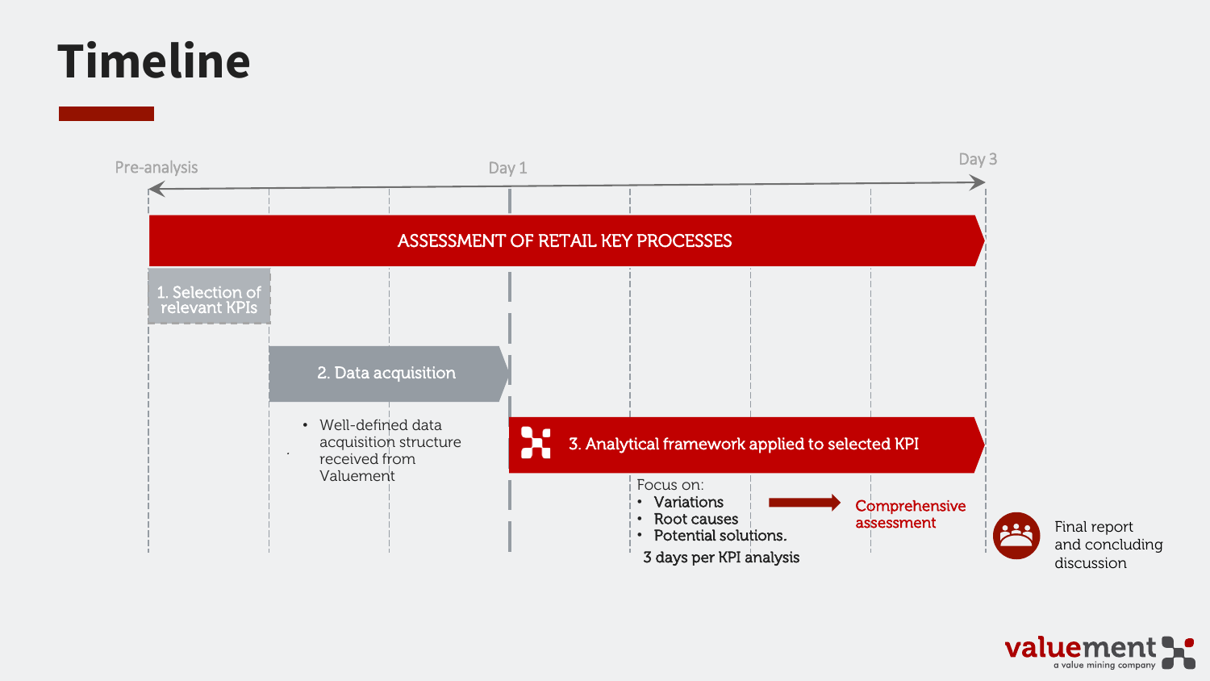# Timeline

Pre-analysis — Day 1 — Day 3

**ASSESSMENT OF RETAIL KEY PROCESSES**

1. Selection of relevant KPIs

2. Data acquisition

- Well-defined data acquisition structure received from Valuement

3. Analytical framework applied to selected KPI

Focus on:

- Variations
- Root causes
- Potential solutions.

3 days per KPI analysis

→ Comprehensive assessment

Final report and concluding discussion

valuement
a value mining company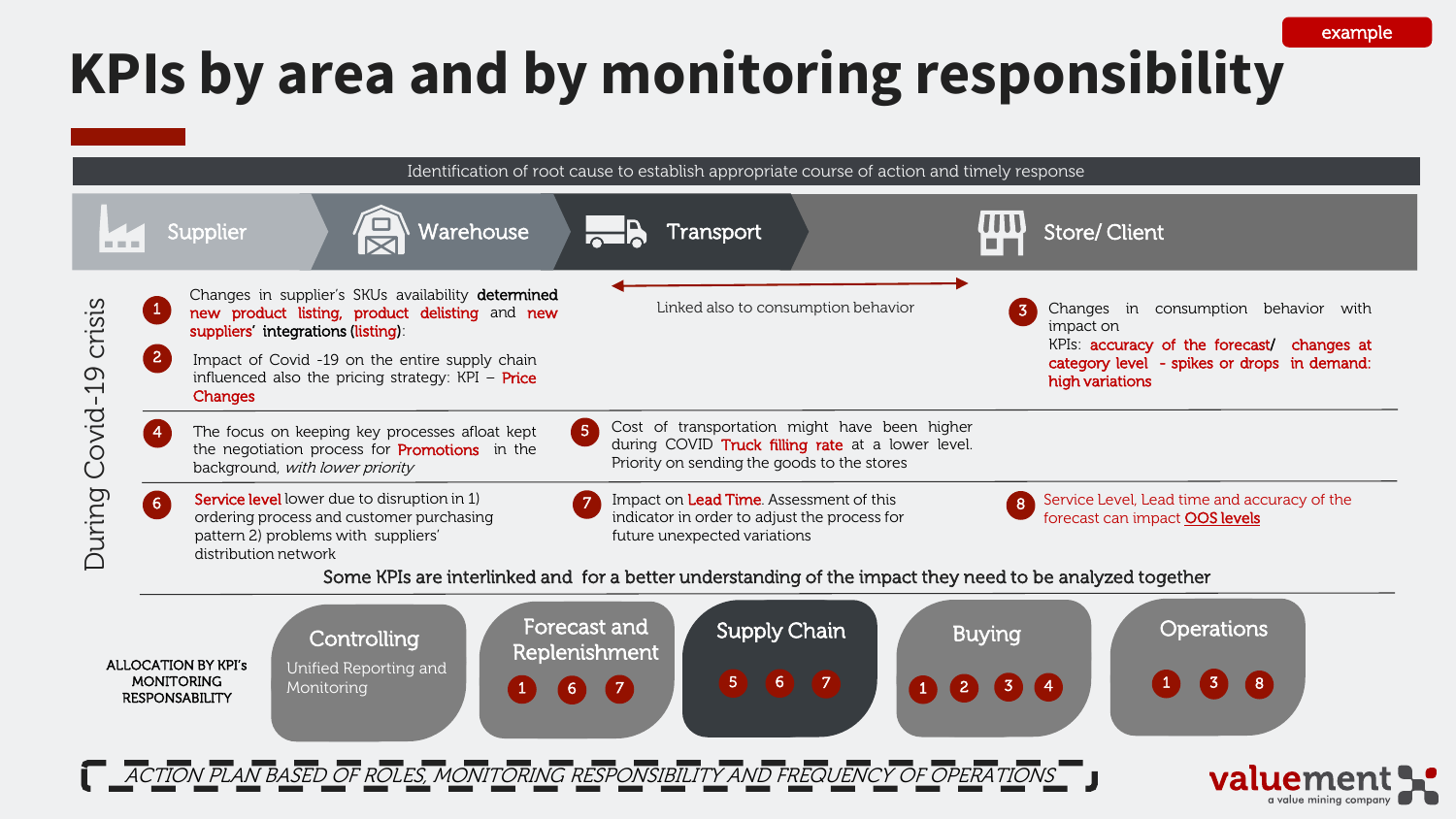example

# KPIs by area and by monitoring responsibility

Identification of root cause to establish appropriate course of action and timely response

Supplier | Warehouse | Transport | Store/ Client

## During Covid-19 crisis

1. Changes in supplier's SKUs availability **determined** new product listing, product delisting and new suppliers' integrations (listing):

2. Impact of Covid -19 on the entire supply chain influenced also the pricing strategy: KPI – Price Changes

Linked also to consumption behavior

3. Changes in consumption behavior with impact on KPIs: accuracy of the forecast/ changes at category level - spikes or drops in demand: high variations

4. The focus on keeping key processes afloat kept the negotiation process for Promotions in the background, *with lower priority*

5. Cost of transportation might have been higher during COVID Truck filling rate at a lower level. Priority on sending the goods to the stores

6. Service level lower due to disruption in 1) ordering process and customer purchasing pattern 2) problems with suppliers' distribution network

7. Impact on Lead Time. Assessment of this indicator in order to adjust the process for future unexpected variations

8. Service Level, Lead time and accuracy of the forecast can impact OOS levels

**Some KPIs are interlinked and for a better understanding of the impact they need to be analyzed together**

ALLOCATION BY KPI's MONITORING RESPONSABILITY

| Controlling | Forecast and Replenishment | Supply Chain | Buying | Operations |
|---|---|---|---|---|
| Unified Reporting and Monitoring | 1, 6, 7 | 5, 6, 7 | 1, 2, 3, 4 | 1, 3, 8 |

*ACTION PLAN BASED OF ROLES, MONITORING RESPONSIBILITY AND FREQUENCY OF OPERATIONS*

valuement – a value mining company